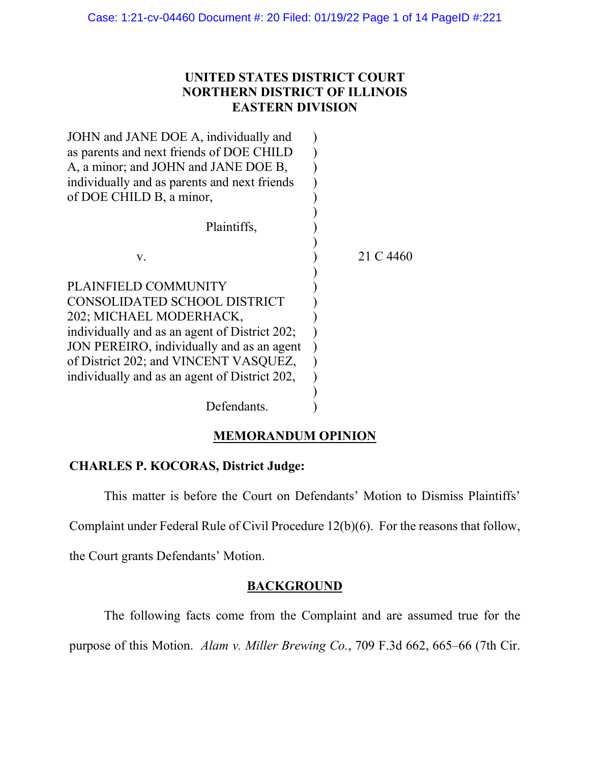**UNITED STATES DISTRICT COURT**
**NORTHERN DISTRICT OF ILLINOIS**
**EASTERN DIVISION**

| | | |
|---|---|---|
| JOHN and JANE DOE A, individually and as parents and next friends of DOE CHILD A, a minor; and JOHN and JANE DOE B, individually and as parents and next friends of DOE CHILD B, a minor, | ) | |
| Plaintiffs, | ) | |
| v. | ) | 21 C 4460 |
| PLAINFIELD COMMUNITY CONSOLIDATED SCHOOL DISTRICT 202; MICHAEL MODERHACK, individually and as an agent of District 202; JON PEREIRO, individually and as an agent of District 202; and VINCENT VASQUEZ, individually and as an agent of District 202, | ) | |
| Defendants. | ) | |

## MEMORANDUM OPINION

**CHARLES P. KOCORAS, District Judge:**

This matter is before the Court on Defendants' Motion to Dismiss Plaintiffs' Complaint under Federal Rule of Civil Procedure 12(b)(6). For the reasons that follow, the Court grants Defendants' Motion.

## BACKGROUND

The following facts come from the Complaint and are assumed true for the purpose of this Motion. *Alam v. Miller Brewing Co.*, 709 F.3d 662, 665–66 (7th Cir.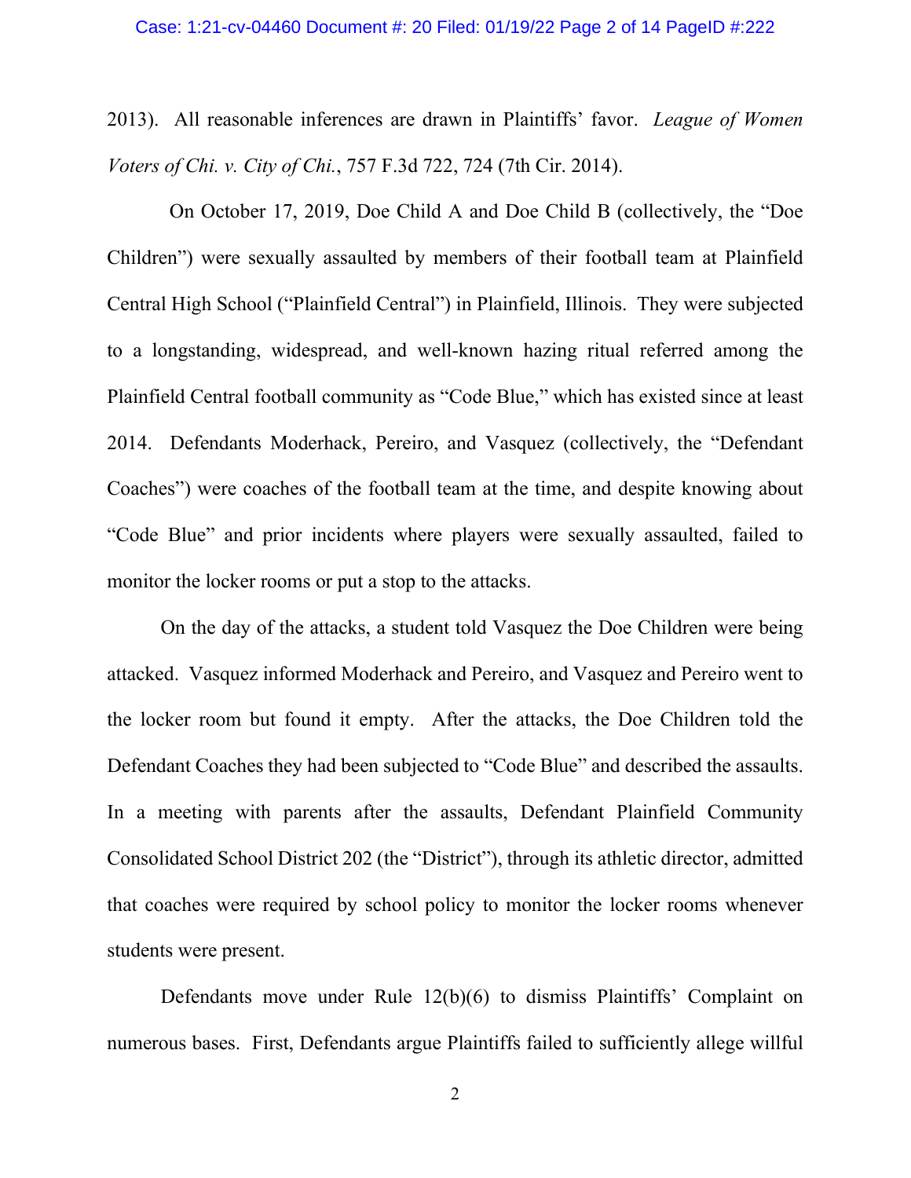2013). All reasonable inferences are drawn in Plaintiffs' favor. *League of Women Voters of Chi. v. City of Chi.*, 757 F.3d 722, 724 (7th Cir. 2014).

On October 17, 2019, Doe Child A and Doe Child B (collectively, the "Doe Children") were sexually assaulted by members of their football team at Plainfield Central High School ("Plainfield Central") in Plainfield, Illinois. They were subjected to a longstanding, widespread, and well-known hazing ritual referred among the Plainfield Central football community as "Code Blue," which has existed since at least 2014. Defendants Moderhack, Pereiro, and Vasquez (collectively, the "Defendant Coaches") were coaches of the football team at the time, and despite knowing about "Code Blue" and prior incidents where players were sexually assaulted, failed to monitor the locker rooms or put a stop to the attacks.

On the day of the attacks, a student told Vasquez the Doe Children were being attacked. Vasquez informed Moderhack and Pereiro, and Vasquez and Pereiro went to the locker room but found it empty. After the attacks, the Doe Children told the Defendant Coaches they had been subjected to "Code Blue" and described the assaults. In a meeting with parents after the assaults, Defendant Plainfield Community Consolidated School District 202 (the "District"), through its athletic director, admitted that coaches were required by school policy to monitor the locker rooms whenever students were present.

Defendants move under Rule 12(b)(6) to dismiss Plaintiffs' Complaint on numerous bases. First, Defendants argue Plaintiffs failed to sufficiently allege willful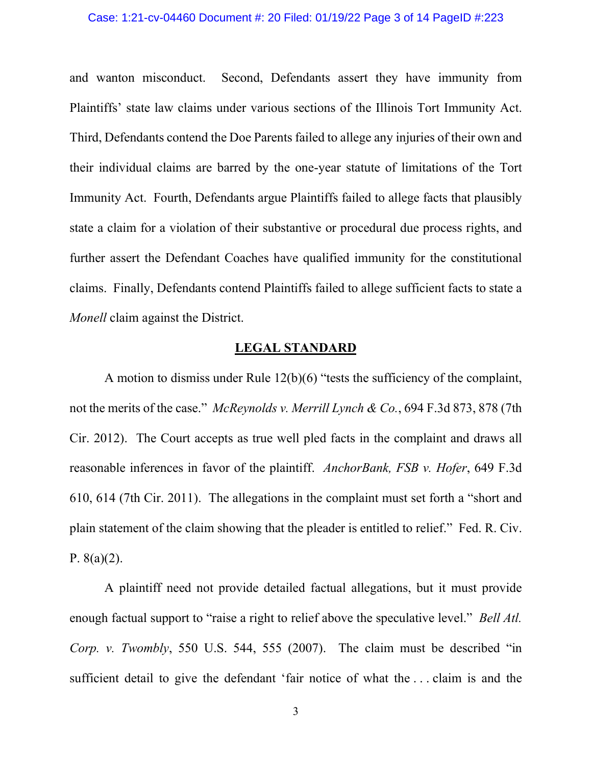and wanton misconduct. Second, Defendants assert they have immunity from Plaintiffs' state law claims under various sections of the Illinois Tort Immunity Act. Third, Defendants contend the Doe Parents failed to allege any injuries of their own and their individual claims are barred by the one-year statute of limitations of the Tort Immunity Act. Fourth, Defendants argue Plaintiffs failed to allege facts that plausibly state a claim for a violation of their substantive or procedural due process rights, and further assert the Defendant Coaches have qualified immunity for the constitutional claims. Finally, Defendants contend Plaintiffs failed to allege sufficient facts to state a *Monell* claim against the District.

## LEGAL STANDARD

A motion to dismiss under Rule 12(b)(6) "tests the sufficiency of the complaint, not the merits of the case." *McReynolds v. Merrill Lynch & Co.*, 694 F.3d 873, 878 (7th Cir. 2012). The Court accepts as true well pled facts in the complaint and draws all reasonable inferences in favor of the plaintiff. *AnchorBank, FSB v. Hofer*, 649 F.3d 610, 614 (7th Cir. 2011). The allegations in the complaint must set forth a "short and plain statement of the claim showing that the pleader is entitled to relief." Fed. R. Civ. P. 8(a)(2).

A plaintiff need not provide detailed factual allegations, but it must provide enough factual support to "raise a right to relief above the speculative level." *Bell Atl. Corp. v. Twombly*, 550 U.S. 544, 555 (2007). The claim must be described "in sufficient detail to give the defendant 'fair notice of what the . . . claim is and the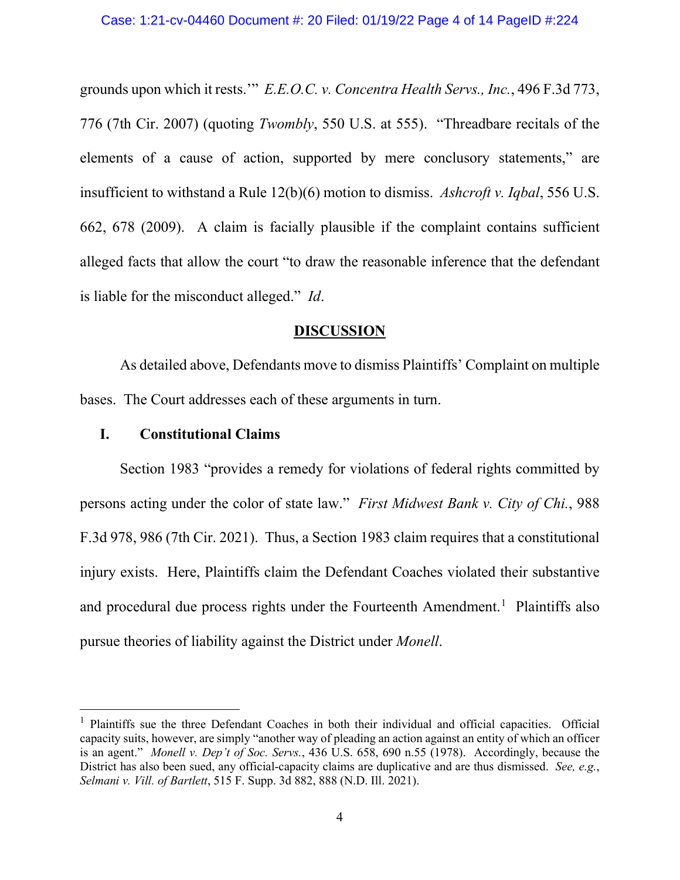grounds upon which it rests.'" *E.E.O.C. v. Concentra Health Servs., Inc.*, 496 F.3d 773, 776 (7th Cir. 2007) (quoting *Twombly*, 550 U.S. at 555). "Threadbare recitals of the elements of a cause of action, supported by mere conclusory statements," are insufficient to withstand a Rule 12(b)(6) motion to dismiss. *Ashcroft v. Iqbal*, 556 U.S. 662, 678 (2009). A claim is facially plausible if the complaint contains sufficient alleged facts that allow the court "to draw the reasonable inference that the defendant is liable for the misconduct alleged." *Id*.

## DISCUSSION

As detailed above, Defendants move to dismiss Plaintiffs' Complaint on multiple bases. The Court addresses each of these arguments in turn.

### I. Constitutional Claims

Section 1983 "provides a remedy for violations of federal rights committed by persons acting under the color of state law." *First Midwest Bank v. City of Chi.*, 988 F.3d 978, 986 (7th Cir. 2021). Thus, a Section 1983 claim requires that a constitutional injury exists. Here, Plaintiffs claim the Defendant Coaches violated their substantive and procedural due process rights under the Fourteenth Amendment.[1] Plaintiffs also pursue theories of liability against the District under *Monell*.

[1] Plaintiffs sue the three Defendant Coaches in both their individual and official capacities. Official capacity suits, however, are simply "another way of pleading an action against an entity of which an officer is an agent." *Monell v. Dep't of Soc. Servs.*, 436 U.S. 658, 690 n.55 (1978). Accordingly, because the District has also been sued, any official-capacity claims are duplicative and are thus dismissed. *See, e.g.*, *Selmani v. Vill. of Bartlett*, 515 F. Supp. 3d 882, 888 (N.D. Ill. 2021).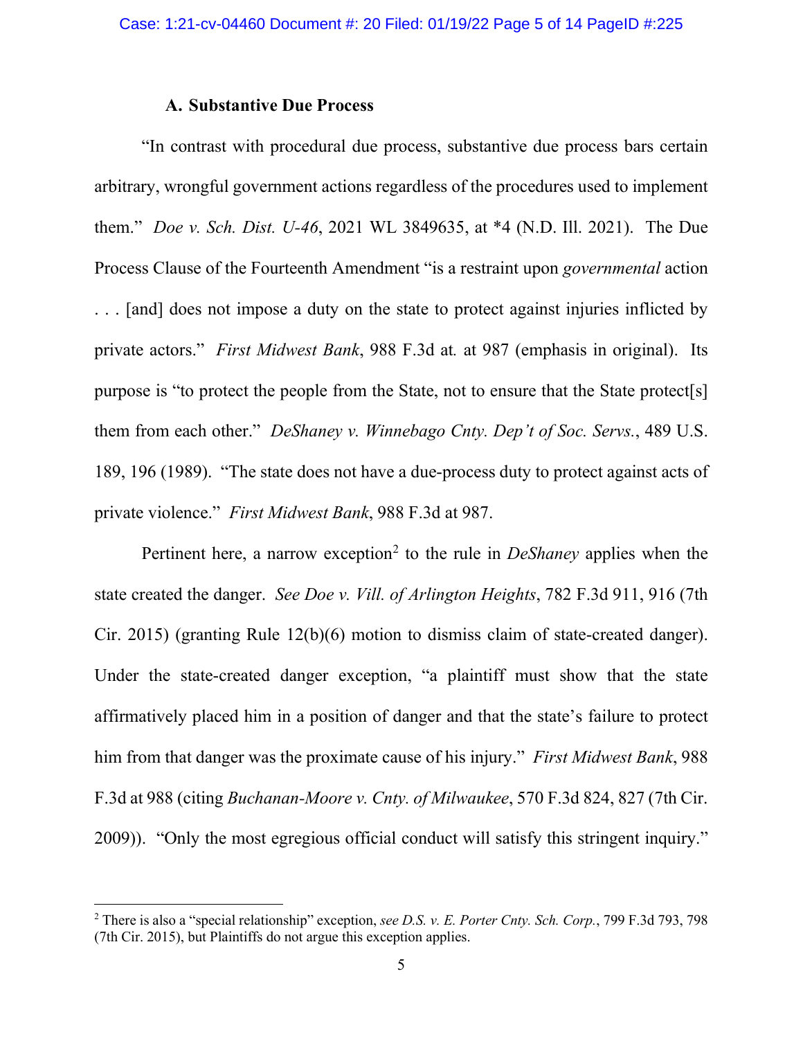### A. Substantive Due Process

"In contrast with procedural due process, substantive due process bars certain arbitrary, wrongful government actions regardless of the procedures used to implement them." *Doe v. Sch. Dist. U-46*, 2021 WL 3849635, at *4 (N.D. Ill. 2021). The Due Process Clause of the Fourteenth Amendment "is a restraint upon *governmental* action . . . [and] does not impose a duty on the state to protect against injuries inflicted by private actors." *First Midwest Bank*, 988 F.3d at. at 987 (emphasis in original). Its purpose is "to protect the people from the State, not to ensure that the State protect[s] them from each other." *DeShaney v. Winnebago Cnty. Dep't of Soc. Servs.*, 489 U.S. 189, 196 (1989). "The state does not have a due-process duty to protect against acts of private violence." *First Midwest Bank*, 988 F.3d at 987.

Pertinent here, a narrow exception[2] to the rule in *DeShaney* applies when the state created the danger. *See Doe v. Vill. of Arlington Heights*, 782 F.3d 911, 916 (7th Cir. 2015) (granting Rule 12(b)(6) motion to dismiss claim of state-created danger). Under the state-created danger exception, "a plaintiff must show that the state affirmatively placed him in a position of danger and that the state's failure to protect him from that danger was the proximate cause of his injury." *First Midwest Bank*, 988 F.3d at 988 (citing *Buchanan-Moore v. Cnty. of Milwaukee*, 570 F.3d 824, 827 (7th Cir. 2009)). "Only the most egregious official conduct will satisfy this stringent inquiry."

[2] There is also a "special relationship" exception, *see D.S. v. E. Porter Cnty. Sch. Corp.*, 799 F.3d 793, 798 (7th Cir. 2015), but Plaintiffs do not argue this exception applies.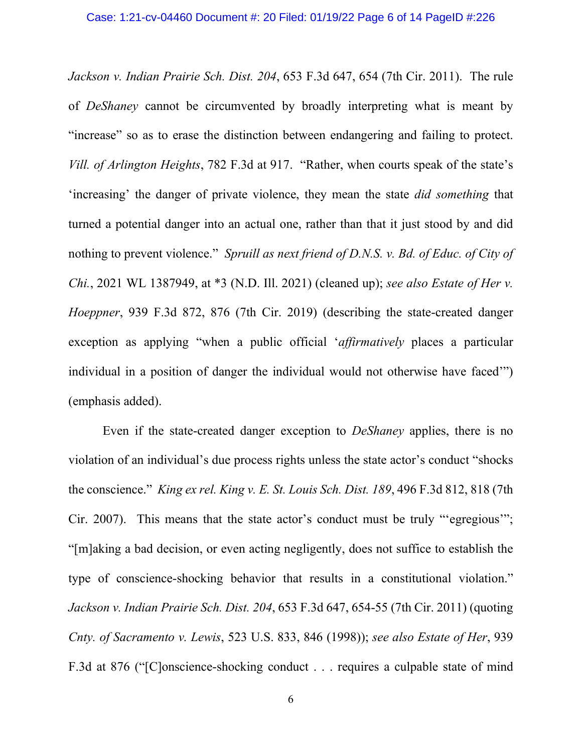*Jackson v. Indian Prairie Sch. Dist. 204*, 653 F.3d 647, 654 (7th Cir. 2011). The rule of *DeShaney* cannot be circumvented by broadly interpreting what is meant by "increase" so as to erase the distinction between endangering and failing to protect. *Vill. of Arlington Heights*, 782 F.3d at 917. "Rather, when courts speak of the state's 'increasing' the danger of private violence, they mean the state *did something* that turned a potential danger into an actual one, rather than that it just stood by and did nothing to prevent violence." *Spruill as next friend of D.N.S. v. Bd. of Educ. of City of Chi.*, 2021 WL 1387949, at *3 (N.D. Ill. 2021) (cleaned up); *see also Estate of Her v. Hoeppner*, 939 F.3d 872, 876 (7th Cir. 2019) (describing the state-created danger exception as applying "when a public official '*affirmatively* places a particular individual in a position of danger the individual would not otherwise have faced'") (emphasis added).

Even if the state-created danger exception to *DeShaney* applies, there is no violation of an individual's due process rights unless the state actor's conduct "shocks the conscience." *King ex rel. King v. E. St. Louis Sch. Dist. 189*, 496 F.3d 812, 818 (7th Cir. 2007). This means that the state actor's conduct must be truly "'egregious'"; "[m]aking a bad decision, or even acting negligently, does not suffice to establish the type of conscience-shocking behavior that results in a constitutional violation." *Jackson v. Indian Prairie Sch. Dist. 204*, 653 F.3d 647, 654-55 (7th Cir. 2011) (quoting *Cnty. of Sacramento v. Lewis*, 523 U.S. 833, 846 (1998)); *see also Estate of Her*, 939 F.3d at 876 ("[C]onscience-shocking conduct . . . requires a culpable state of mind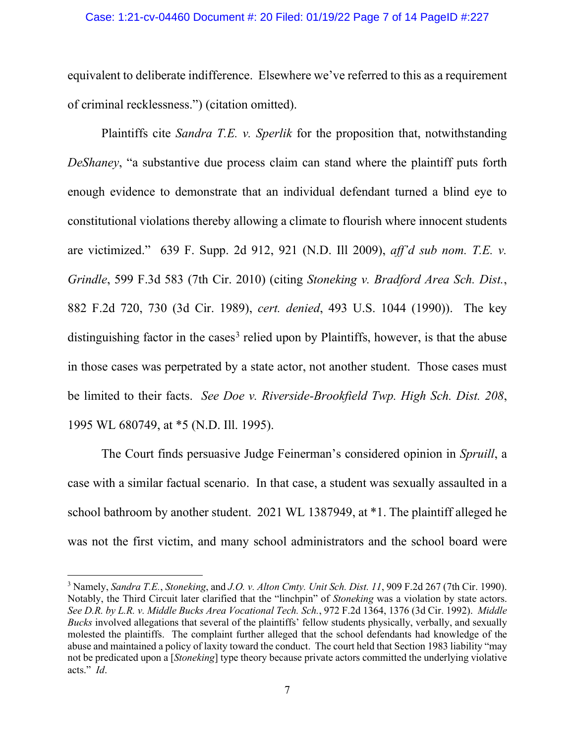equivalent to deliberate indifference. Elsewhere we've referred to this as a requirement of criminal recklessness.") (citation omitted).

Plaintiffs cite *Sandra T.E. v. Sperlik* for the proposition that, notwithstanding *DeShaney*, "a substantive due process claim can stand where the plaintiff puts forth enough evidence to demonstrate that an individual defendant turned a blind eye to constitutional violations thereby allowing a climate to flourish where innocent students are victimized." 639 F. Supp. 2d 912, 921 (N.D. Ill 2009), *aff'd sub nom. T.E. v. Grindle*, 599 F.3d 583 (7th Cir. 2010) (citing *Stoneking v. Bradford Area Sch. Dist.*, 882 F.2d 720, 730 (3d Cir. 1989), *cert. denied*, 493 U.S. 1044 (1990)). The key distinguishing factor in the cases[3] relied upon by Plaintiffs, however, is that the abuse in those cases was perpetrated by a state actor, not another student. Those cases must be limited to their facts. *See Doe v. Riverside-Brookfield Twp. High Sch. Dist. 208*, 1995 WL 680749, at *5 (N.D. Ill. 1995).

The Court finds persuasive Judge Feinerman's considered opinion in *Spruill*, a case with a similar factual scenario. In that case, a student was sexually assaulted in a school bathroom by another student. 2021 WL 1387949, at *1. The plaintiff alleged he was not the first victim, and many school administrators and the school board were

---

[3] Namely, *Sandra T.E.*, *Stoneking*, and *J.O. v. Alton Cmty. Unit Sch. Dist. 11*, 909 F.2d 267 (7th Cir. 1990). Notably, the Third Circuit later clarified that the "linchpin" of *Stoneking* was a violation by state actors. *See D.R. by L.R. v. Middle Bucks Area Vocational Tech. Sch.*, 972 F.2d 1364, 1376 (3d Cir. 1992). *Middle Bucks* involved allegations that several of the plaintiffs' fellow students physically, verbally, and sexually molested the plaintiffs. The complaint further alleged that the school defendants had knowledge of the abuse and maintained a policy of laxity toward the conduct. The court held that Section 1983 liability "may not be predicated upon a [*Stoneking*] type theory because private actors committed the underlying violative acts." *Id*.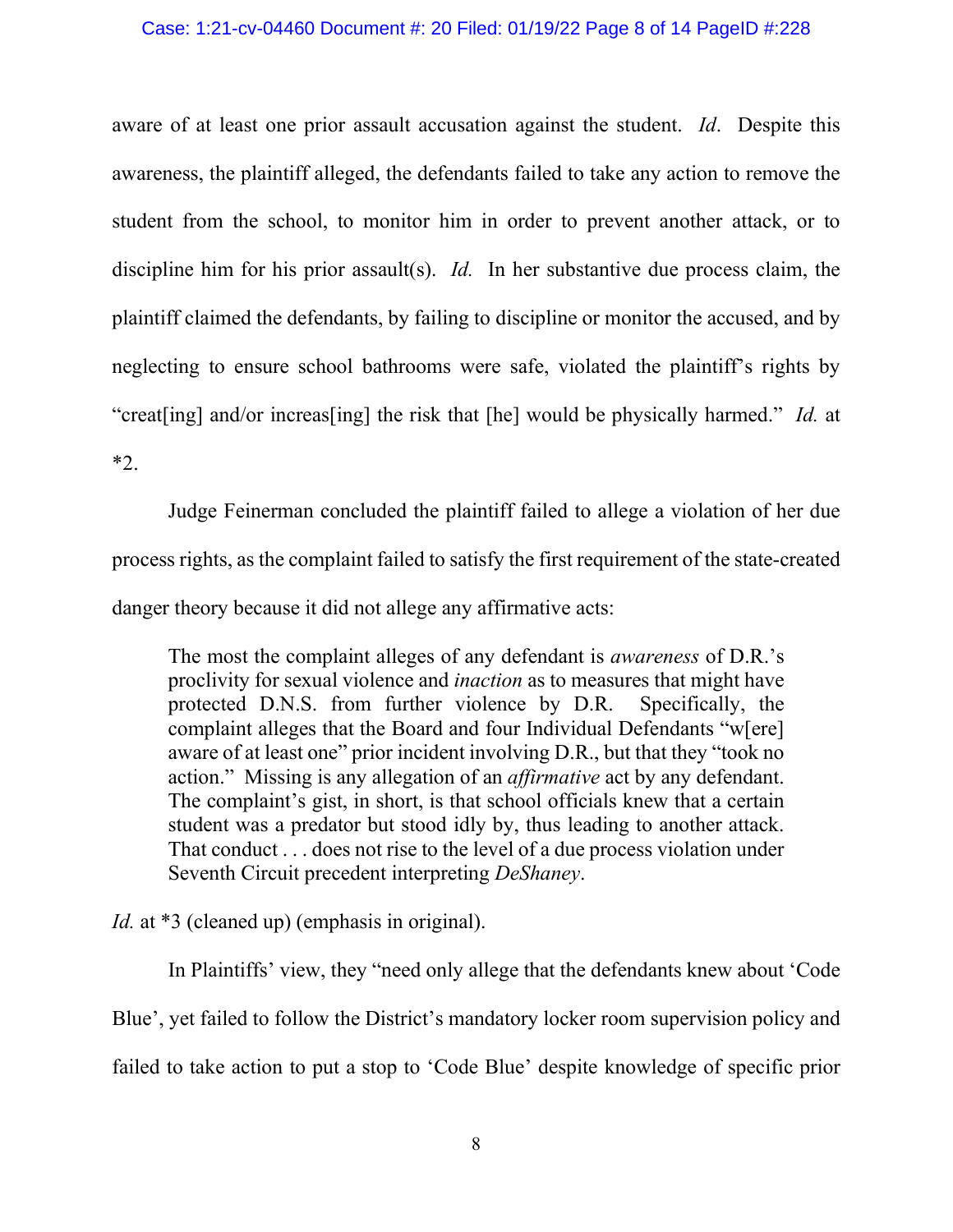aware of at least one prior assault accusation against the student. *Id*. Despite this awareness, the plaintiff alleged, the defendants failed to take any action to remove the student from the school, to monitor him in order to prevent another attack, or to discipline him for his prior assault(s). *Id.* In her substantive due process claim, the plaintiff claimed the defendants, by failing to discipline or monitor the accused, and by neglecting to ensure school bathrooms were safe, violated the plaintiff's rights by "creat[ing] and/or increas[ing] the risk that [he] would be physically harmed." *Id.* at *2.

Judge Feinerman concluded the plaintiff failed to allege a violation of her due process rights, as the complaint failed to satisfy the first requirement of the state-created danger theory because it did not allege any affirmative acts:

> The most the complaint alleges of any defendant is *awareness* of D.R.'s proclivity for sexual violence and *inaction* as to measures that might have protected D.N.S. from further violence by D.R. Specifically, the complaint alleges that the Board and four Individual Defendants "w[ere] aware of at least one" prior incident involving D.R., but that they "took no action." Missing is any allegation of an *affirmative* act by any defendant. The complaint's gist, in short, is that school officials knew that a certain student was a predator but stood idly by, thus leading to another attack. That conduct . . . does not rise to the level of a due process violation under Seventh Circuit precedent interpreting *DeShaney*.

*Id.* at *3 (cleaned up) (emphasis in original).

In Plaintiffs' view, they "need only allege that the defendants knew about 'Code Blue', yet failed to follow the District's mandatory locker room supervision policy and failed to take action to put a stop to 'Code Blue' despite knowledge of specific prior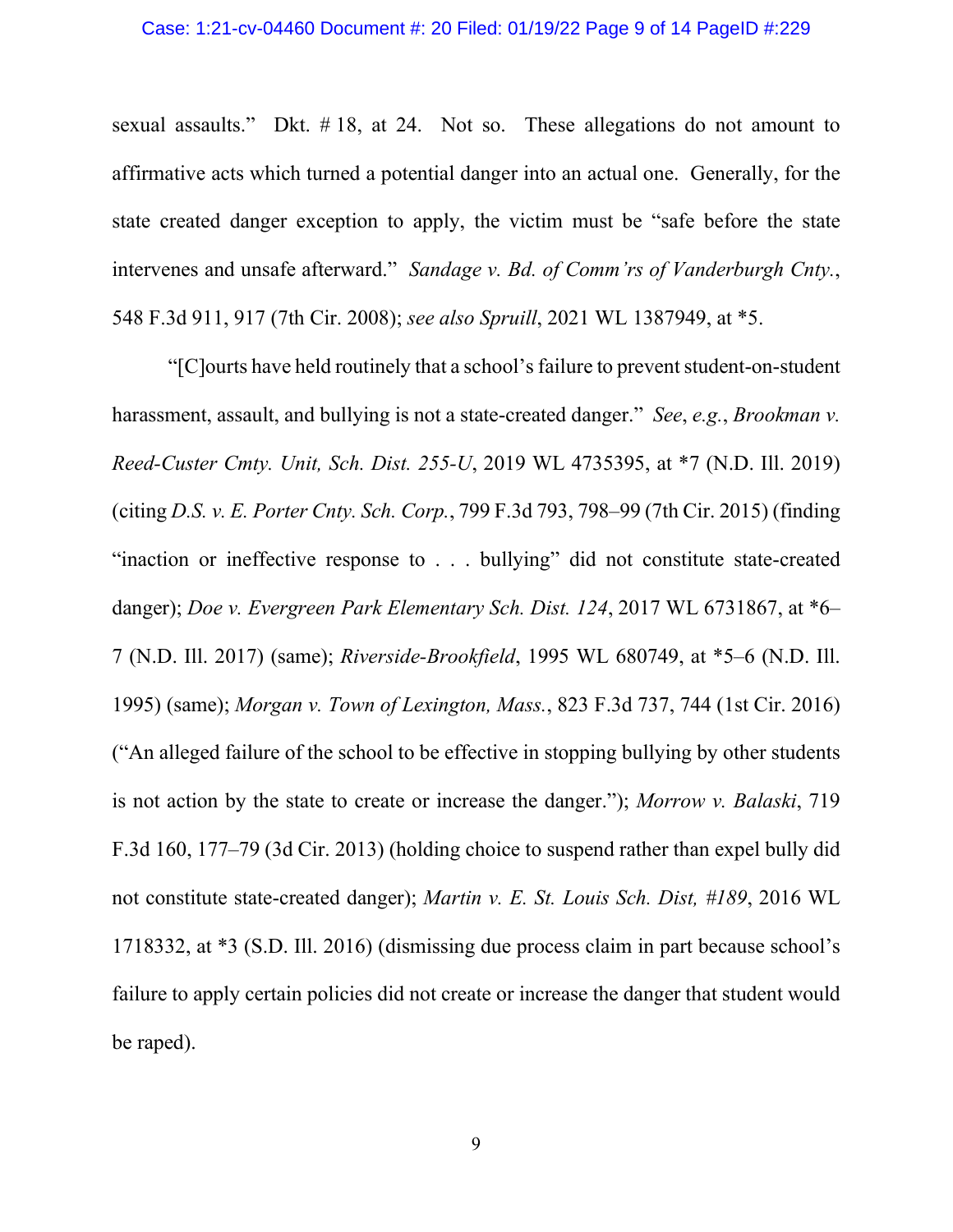sexual assaults." Dkt. # 18, at 24. Not so. These allegations do not amount to affirmative acts which turned a potential danger into an actual one. Generally, for the state created danger exception to apply, the victim must be "safe before the state intervenes and unsafe afterward." *Sandage v. Bd. of Comm'rs of Vanderburgh Cnty.*, 548 F.3d 911, 917 (7th Cir. 2008); *see also Spruill*, 2021 WL 1387949, at *5.

"[C]ourts have held routinely that a school's failure to prevent student-on-student harassment, assault, and bullying is not a state-created danger." *See*, *e.g.*, *Brookman v. Reed-Custer Cmty. Unit, Sch. Dist. 255-U*, 2019 WL 4735395, at *7 (N.D. Ill. 2019) (citing *D.S. v. E. Porter Cnty. Sch. Corp.*, 799 F.3d 793, 798–99 (7th Cir. 2015) (finding "inaction or ineffective response to . . . bullying" did not constitute state-created danger); *Doe v. Evergreen Park Elementary Sch. Dist. 124*, 2017 WL 6731867, at *6–7 (N.D. Ill. 2017) (same); *Riverside-Brookfield*, 1995 WL 680749, at *5–6 (N.D. Ill. 1995) (same); *Morgan v. Town of Lexington, Mass.*, 823 F.3d 737, 744 (1st Cir. 2016) ("An alleged failure of the school to be effective in stopping bullying by other students is not action by the state to create or increase the danger."); *Morrow v. Balaski*, 719 F.3d 160, 177–79 (3d Cir. 2013) (holding choice to suspend rather than expel bully did not constitute state-created danger); *Martin v. E. St. Louis Sch. Dist, #189*, 2016 WL 1718332, at *3 (S.D. Ill. 2016) (dismissing due process claim in part because school's failure to apply certain policies did not create or increase the danger that student would be raped).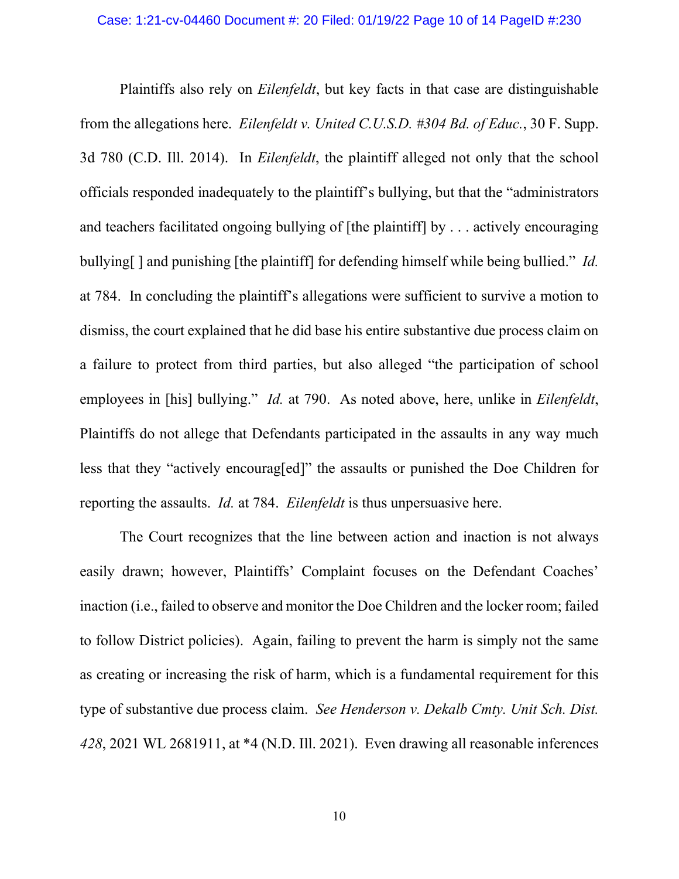Plaintiffs also rely on *Eilenfeldt*, but key facts in that case are distinguishable from the allegations here. *Eilenfeldt v. United C.U.S.D. #304 Bd. of Educ.*, 30 F. Supp. 3d 780 (C.D. Ill. 2014). In *Eilenfeldt*, the plaintiff alleged not only that the school officials responded inadequately to the plaintiff's bullying, but that the "administrators and teachers facilitated ongoing bullying of [the plaintiff] by . . . actively encouraging bullying[ ] and punishing [the plaintiff] for defending himself while being bullied." *Id.* at 784. In concluding the plaintiff's allegations were sufficient to survive a motion to dismiss, the court explained that he did base his entire substantive due process claim on a failure to protect from third parties, but also alleged "the participation of school employees in [his] bullying." *Id.* at 790. As noted above, here, unlike in *Eilenfeldt*, Plaintiffs do not allege that Defendants participated in the assaults in any way much less that they "actively encourag[ed]" the assaults or punished the Doe Children for reporting the assaults. *Id.* at 784. *Eilenfeldt* is thus unpersuasive here.

The Court recognizes that the line between action and inaction is not always easily drawn; however, Plaintiffs' Complaint focuses on the Defendant Coaches' inaction (i.e., failed to observe and monitor the Doe Children and the locker room; failed to follow District policies). Again, failing to prevent the harm is simply not the same as creating or increasing the risk of harm, which is a fundamental requirement for this type of substantive due process claim. *See Henderson v. Dekalb Cmty. Unit Sch. Dist. 428*, 2021 WL 2681911, at *4 (N.D. Ill. 2021). Even drawing all reasonable inferences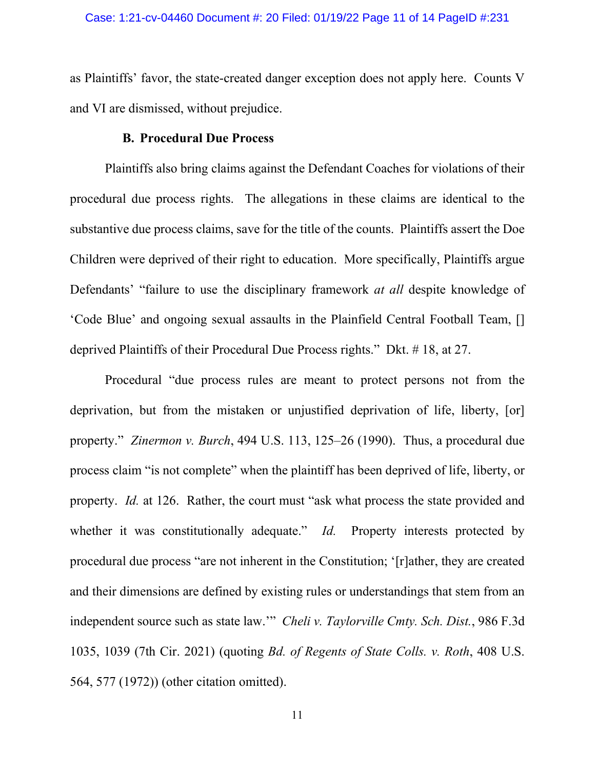as Plaintiffs' favor, the state-created danger exception does not apply here. Counts V and VI are dismissed, without prejudice.

### B. Procedural Due Process

Plaintiffs also bring claims against the Defendant Coaches for violations of their procedural due process rights. The allegations in these claims are identical to the substantive due process claims, save for the title of the counts. Plaintiffs assert the Doe Children were deprived of their right to education. More specifically, Plaintiffs argue Defendants' "failure to use the disciplinary framework *at all* despite knowledge of 'Code Blue' and ongoing sexual assaults in the Plainfield Central Football Team, [] deprived Plaintiffs of their Procedural Due Process rights." Dkt. # 18, at 27.

Procedural "due process rules are meant to protect persons not from the deprivation, but from the mistaken or unjustified deprivation of life, liberty, [or] property." *Zinermon v. Burch*, 494 U.S. 113, 125–26 (1990). Thus, a procedural due process claim "is not complete" when the plaintiff has been deprived of life, liberty, or property. *Id.* at 126. Rather, the court must "ask what process the state provided and whether it was constitutionally adequate." *Id.* Property interests protected by procedural due process "are not inherent in the Constitution; '[r]ather, they are created and their dimensions are defined by existing rules or understandings that stem from an independent source such as state law.'" *Cheli v. Taylorville Cmty. Sch. Dist.*, 986 F.3d 1035, 1039 (7th Cir. 2021) (quoting *Bd. of Regents of State Colls. v. Roth*, 408 U.S. 564, 577 (1972)) (other citation omitted).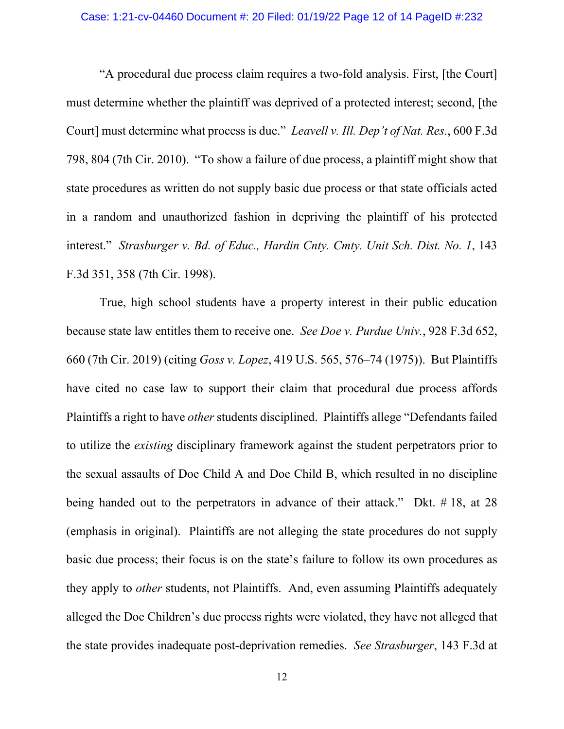"A procedural due process claim requires a two-fold analysis. First, [the Court] must determine whether the plaintiff was deprived of a protected interest; second, [the Court] must determine what process is due." *Leavell v. Ill. Dep't of Nat. Res.*, 600 F.3d 798, 804 (7th Cir. 2010). "To show a failure of due process, a plaintiff might show that state procedures as written do not supply basic due process or that state officials acted in a random and unauthorized fashion in depriving the plaintiff of his protected interest." *Strasburger v. Bd. of Educ., Hardin Cnty. Cmty. Unit Sch. Dist. No. 1*, 143 F.3d 351, 358 (7th Cir. 1998).

True, high school students have a property interest in their public education because state law entitles them to receive one. *See Doe v. Purdue Univ.*, 928 F.3d 652, 660 (7th Cir. 2019) (citing *Goss v. Lopez*, 419 U.S. 565, 576–74 (1975)). But Plaintiffs have cited no case law to support their claim that procedural due process affords Plaintiffs a right to have *other* students disciplined. Plaintiffs allege "Defendants failed to utilize the *existing* disciplinary framework against the student perpetrators prior to the sexual assaults of Doe Child A and Doe Child B, which resulted in no discipline being handed out to the perpetrators in advance of their attack." Dkt. # 18, at 28 (emphasis in original). Plaintiffs are not alleging the state procedures do not supply basic due process; their focus is on the state's failure to follow its own procedures as they apply to *other* students, not Plaintiffs. And, even assuming Plaintiffs adequately alleged the Doe Children's due process rights were violated, they have not alleged that the state provides inadequate post-deprivation remedies. *See Strasburger*, 143 F.3d at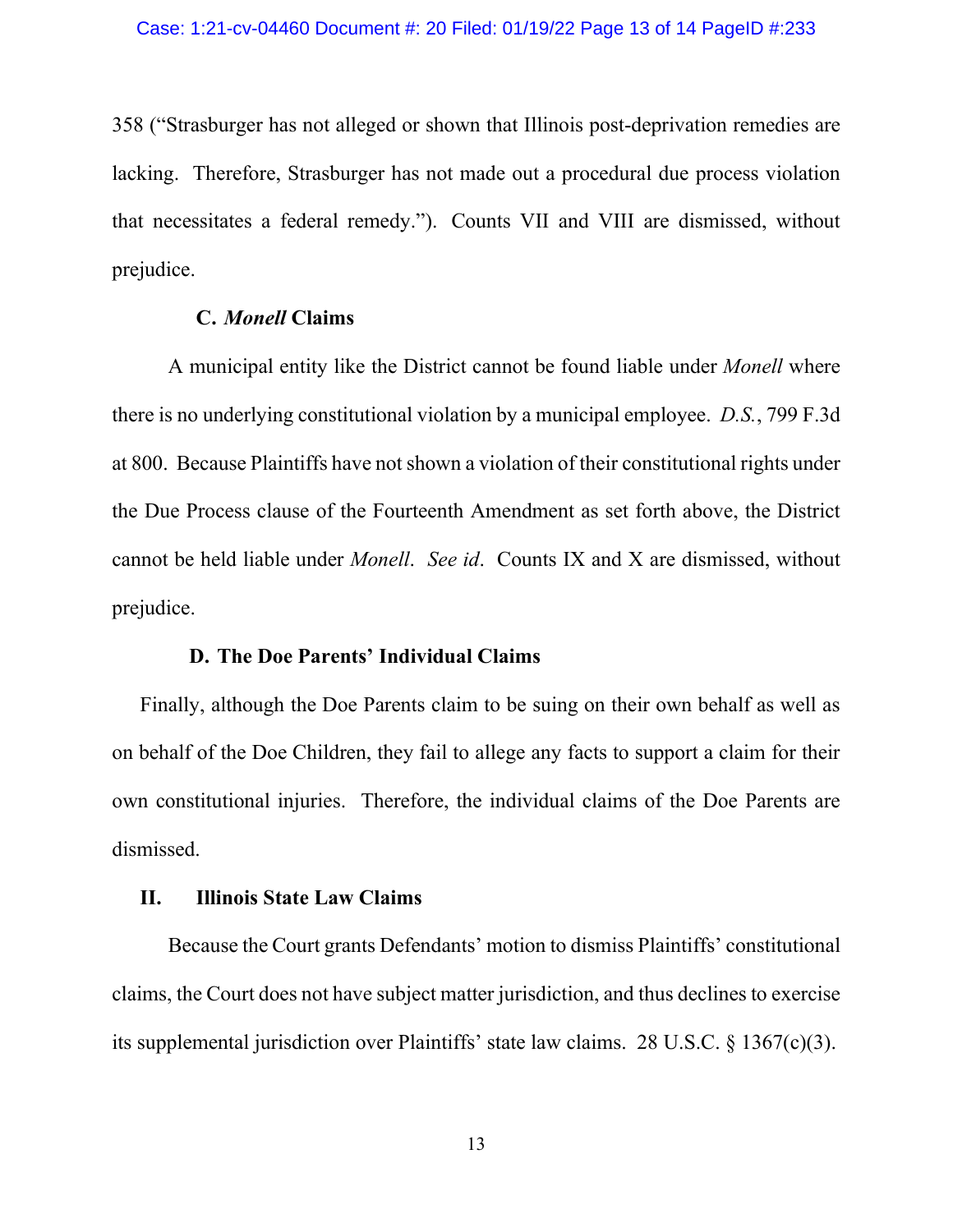358 ("Strasburger has not alleged or shown that Illinois post-deprivation remedies are lacking. Therefore, Strasburger has not made out a procedural due process violation that necessitates a federal remedy."). Counts VII and VIII are dismissed, without prejudice.

### C. *Monell* Claims

A municipal entity like the District cannot be found liable under *Monell* where there is no underlying constitutional violation by a municipal employee. *D.S.*, 799 F.3d at 800. Because Plaintiffs have not shown a violation of their constitutional rights under the Due Process clause of the Fourteenth Amendment as set forth above, the District cannot be held liable under *Monell*. *See id*. Counts IX and X are dismissed, without prejudice.

### D. The Doe Parents' Individual Claims

Finally, although the Doe Parents claim to be suing on their own behalf as well as on behalf of the Doe Children, they fail to allege any facts to support a claim for their own constitutional injuries. Therefore, the individual claims of the Doe Parents are dismissed.

## II. Illinois State Law Claims

Because the Court grants Defendants' motion to dismiss Plaintiffs' constitutional claims, the Court does not have subject matter jurisdiction, and thus declines to exercise its supplemental jurisdiction over Plaintiffs' state law claims. 28 U.S.C. § 1367(c)(3).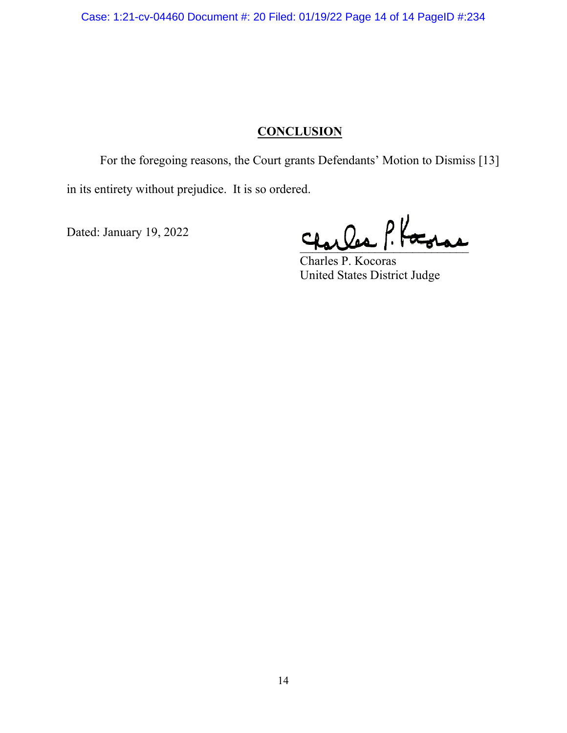## CONCLUSION

For the foregoing reasons, the Court grants Defendants' Motion to Dismiss [13] in its entirety without prejudice. It is so ordered.

Dated: January 19, 2022

Charles P. Kocoras
United States District Judge